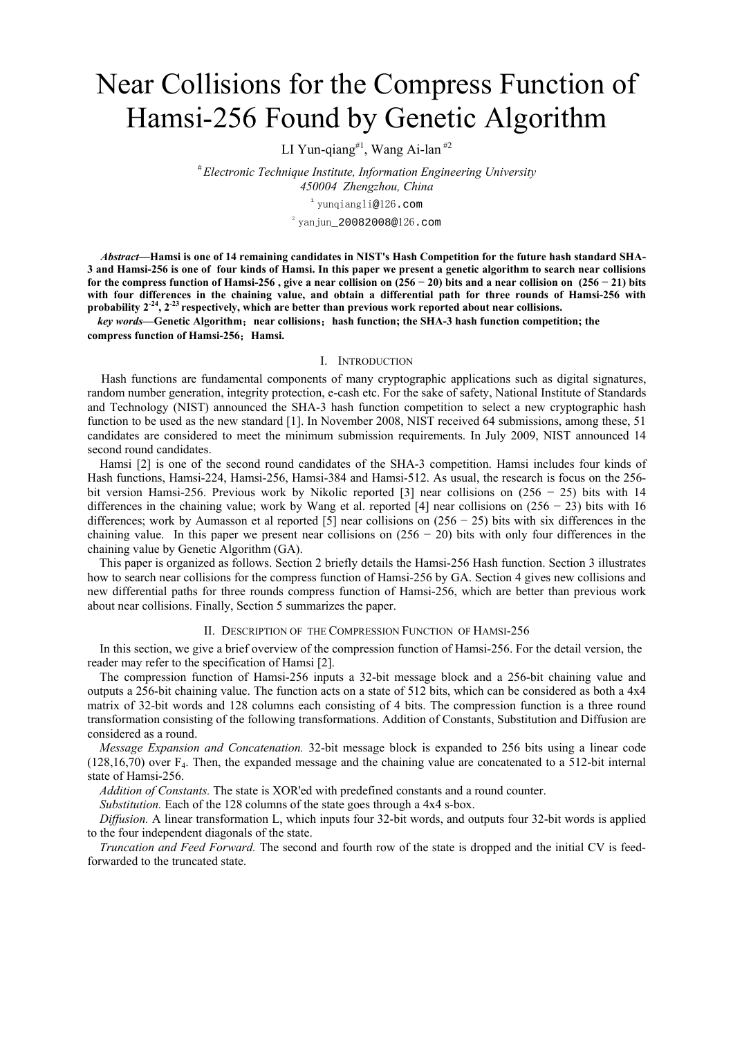# Near Collisions for the Compress Function of Hamsi-256 Found by Genetic Algorithm

LI Yun-qiang#1, Wang Ai-lan #2

# *Electronic Technique Institute, Information Engineering University*
*450004 Zhengzhou, China*

1 yunqiangli@126.com

2 yanjun_20082008@126.com

***Abstract*—Hamsi is one of 14 remaining candidates in NIST's Hash Competition for the future hash standard SHA-3 and Hamsi-256 is one of four kinds of Hamsi. In this paper we present a genetic algorithm to search near collisions for the compress function of Hamsi-256 , give a near collision on (256 − 20) bits and a near collision on (256 − 21) bits with four differences in the chaining value, and obtain a differential path for three rounds of Hamsi-256 with probability $2^{-24}$, $2^{-23}$ respectively, which are better than previous work reported about near collisions.**

***key words*—Genetic Algorithm；near collisions；hash function; the SHA-3 hash function competition; the compress function of Hamsi-256；Hamsi.**

## I. Introduction

Hash functions are fundamental components of many cryptographic applications such as digital signatures, random number generation, integrity protection, e-cash etc. For the sake of safety, National Institute of Standards and Technology (NIST) announced the SHA-3 hash function competition to select a new cryptographic hash function to be used as the new standard [1]. In November 2008, NIST received 64 submissions, among these, 51 candidates are considered to meet the minimum submission requirements. In July 2009, NIST announced 14 second round candidates.

Hamsi [2] is one of the second round candidates of the SHA-3 competition. Hamsi includes four kinds of Hash functions, Hamsi-224, Hamsi-256, Hamsi-384 and Hamsi-512. As usual, the research is focus on the 256-bit version Hamsi-256. Previous work by Nikolic reported [3] near collisions on (256 − 25) bits with 14 differences in the chaining value; work by Wang et al. reported [4] near collisions on (256 − 23) bits with 16 differences; work by Aumasson et al reported [5] near collisions on (256 − 25) bits with six differences in the chaining value. In this paper we present near collisions on (256 − 20) bits with only four differences in the chaining value by Genetic Algorithm (GA).

This paper is organized as follows. Section 2 briefly details the Hamsi-256 Hash function. Section 3 illustrates how to search near collisions for the compress function of Hamsi-256 by GA. Section 4 gives new collisions and new differential paths for three rounds compress function of Hamsi-256, which are better than previous work about near collisions. Finally, Section 5 summarizes the paper.

## II. Description of the Compression Function of Hamsi-256

In this section, we give a brief overview of the compression function of Hamsi-256. For the detail version, the reader may refer to the specification of Hamsi [2].

The compression function of Hamsi-256 inputs a 32-bit message block and a 256-bit chaining value and outputs a 256-bit chaining value. The function acts on a state of 512 bits, which can be considered as both a 4x4 matrix of 32-bit words and 128 columns each consisting of 4 bits. The compression function is a three round transformation consisting of the following transformations. Addition of Constants, Substitution and Diffusion are considered as a round.

*Message Expansion and Concatenation.* 32-bit message block is expanded to 256 bits using a linear code (128,16,70) over $F_4$. Then, the expanded message and the chaining value are concatenated to a 512-bit internal state of Hamsi-256.

*Addition of Constants.* The state is XOR'ed with predefined constants and a round counter.

*Substitution.* Each of the 128 columns of the state goes through a 4x4 s-box.

*Diffusion.* A linear transformation L, which inputs four 32-bit words, and outputs four 32-bit words is applied to the four independent diagonals of the state.

*Truncation and Feed Forward.* The second and fourth row of the state is dropped and the initial CV is feed-forwarded to the truncated state.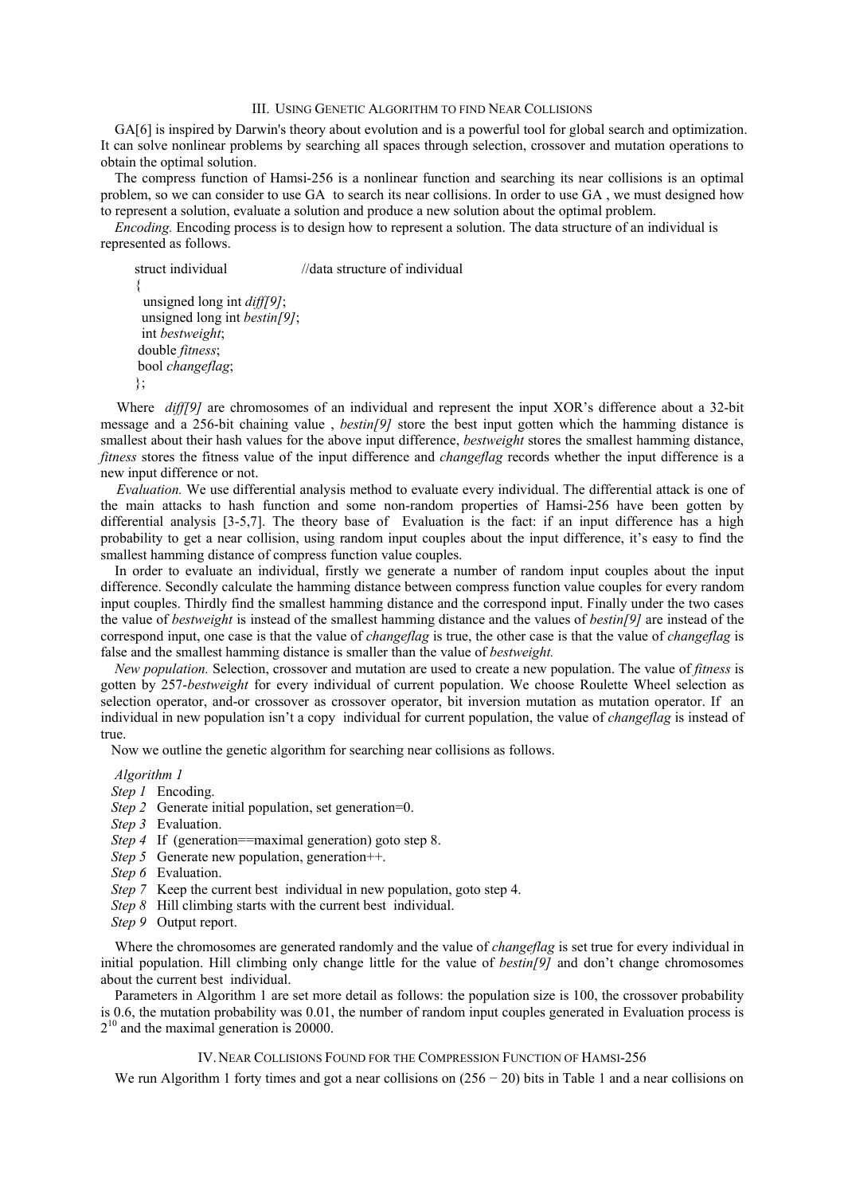## III. Using Genetic Algorithm to find Near Collisions

GA[6] is inspired by Darwin's theory about evolution and is a powerful tool for global search and optimization. It can solve nonlinear problems by searching all spaces through selection, crossover and mutation operations to obtain the optimal solution.

The compress function of Hamsi-256 is a nonlinear function and searching its near collisions is an optimal problem, so we can consider to use GA to search its near collisions. In order to use GA , we must designed how to represent a solution, evaluate a solution and produce a new solution about the optimal problem.

*Encoding.* Encoding process is to design how to represent a solution. The data structure of an individual is represented as follows.

```
struct individual              //data structure of individual
{
  unsigned long int diff[9];
  unsigned long int bestin[9];
  int bestweight;
  double fitness;
  bool changeflag;
};
```

Where *diff[9]* are chromosomes of an individual and represent the input XOR's difference about a 32-bit message and a 256-bit chaining value , *bestin[9]* store the best input gotten which the hamming distance is smallest about their hash values for the above input difference, *bestweight* stores the smallest hamming distance, *fitness* stores the fitness value of the input difference and *changeflag* records whether the input difference is a new input difference or not.

*Evaluation.* We use differential analysis method to evaluate every individual. The differential attack is one of the main attacks to hash function and some non-random properties of Hamsi-256 have been gotten by differential analysis [3-5,7]. The theory base of Evaluation is the fact: if an input difference has a high probability to get a near collision, using random input couples about the input difference, it's easy to find the smallest hamming distance of compress function value couples.

In order to evaluate an individual, firstly we generate a number of random input couples about the input difference. Secondly calculate the hamming distance between compress function value couples for every random input couples. Thirdly find the smallest hamming distance and the correspond input. Finally under the two cases the value of *bestweight* is instead of the smallest hamming distance and the values of *bestin[9]* are instead of the correspond input, one case is that the value of *changeflag* is true, the other case is that the value of *changeflag* is false and the smallest hamming distance is smaller than the value of *bestweight.*

*New population.* Selection, crossover and mutation are used to create a new population. The value of *fitness* is gotten by 257-*bestweight* for every individual of current population. We choose Roulette Wheel selection as selection operator, and-or crossover as crossover operator, bit inversion mutation as mutation operator. If an individual in new population isn't a copy individual for current population, the value of *changeflag* is instead of true.

Now we outline the genetic algorithm for searching near collisions as follows.

*Algorithm 1*

*Step 1* Encoding.
*Step 2* Generate initial population, set generation=0.
*Step 3* Evaluation.
*Step 4* If (generation==maximal generation) goto step 8.
*Step 5* Generate new population, generation++.
*Step 6* Evaluation.
*Step 7* Keep the current best individual in new population, goto step 4.
*Step 8* Hill climbing starts with the current best individual.
*Step 9* Output report.

Where the chromosomes are generated randomly and the value of *changeflag* is set true for every individual in initial population. Hill climbing only change little for the value of *bestin[9]* and don't change chromosomes about the current best individual.

Parameters in Algorithm 1 are set more detail as follows: the population size is 100, the crossover probability is 0.6, the mutation probability was 0.01, the number of random input couples generated in Evaluation process is $2^{10}$ and the maximal generation is 20000.

## IV. Near Collisions Found for the Compression Function of Hamsi-256

We run Algorithm 1 forty times and got a near collisions on $(256 - 20)$ bits in Table 1 and a near collisions on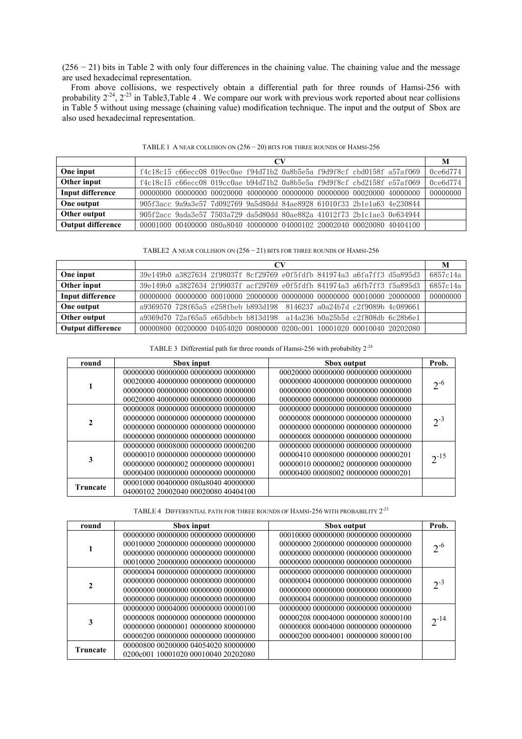(256 − 21) bits in Table 2 with only four differences in the chaining value. The chaining value and the message are used hexadecimal representation.

From above collisions, we respectively obtain a differential path for three rounds of Hamsi-256 with probability $2^{-24}$, $2^{-23}$ in Table3,Table 4 . We compare our work with previous work reported about near collisions in Table 5 without using message (chaining value) modification technique. The input and the output of Sbox are also used hexadecimal representation.

TABLE 1 A NEAR COLLISION ON (256 − 20) BITS FOR THREE ROUNDS OF HAMSI-256

| | CV | M |
|---|---|---|
| **One input** | f4c18c15 c66ecc08 019ec0ae f94d71b2 0a8b5e5a f9d9f8cf cbd0158f a57af069 | 0ce6d774 |
| **Other input** | f4c18c15 c66ecc08 019cc0ae b94d71b2 0a8b5e5a f9d9f8cf cbd2158f e57af069 | 0ce6d774 |
| **Input difference** | 00000000 00000000 00020000 40000000 00000000 00000000 00020000 40000000 | 00000000 |
| **One output** | 905f3acc 9a9a3e57 7d092769 9a5d80dd 84ae8928 61010f33 2b1e1a63 4e230844 | |
| **Other output** | 905f2acc 9ada3e57 7503a729 da5d80dd 80ae882a 41012f73 2b1c1ae3 0e634944 | |
| **Output difference** | 00001000 00400000 080a8040 40000000 04000102 20002040 00020080 40404100 | |

TABLE2 A NEAR COLLISION ON (256 − 21) BITS FOR THREE ROUNDS OF HAMSI-256

| | CV | M |
|---|---|---|
| **One input** | 39e149b0 a3827634 2f98037f 8cf29769 e0f5fdfb 841974a3 a6fa7ff3 d5a895d3 | 6857c14a |
| **Other input** | 39e149b0 a3827634 2f99037f acf29769 e0f5fdfb 841974a3 a6fb7ff3 f5a895d3 | 6857c14a |
| **Input difference** | 00000000 00000000 00010000 20000000 00000000 00000000 00010000 20000000 | 00000000 |
| **One output** | a9369570 728f65a5 e258fbeb b893d198 8146237 a0a24b7d c2f9089b 4c089661 | |
| **Other output** | a9369d70 72af65a5 e65dbbcb b813d198 a14a236 b0a25b5d c2f808db 6c28b6e1 | |
| **Output difference** | 00000800 00200000 04054020 00800000 0200c001 10001020 00010040 20202080 | |

TABLE 3 Differential path for three rounds of Hamsi-256 with probability $2^{-24}$

| round | Sbox input | Sbox output | Prob. |
|---|---|---|---|
| **1** | 00000000 00000000 00000000 00000000<br>00020000 40000000 00000000 00000000<br>00000000 00000000 00000000 00000000<br>00020000 40000000 00000000 00000000 | 00020000 00000000 00000000 00000000<br>00000000 40000000 00000000 00000000<br>00000000 00000000 00000000 00000000<br>00000000 00000000 00000000 00000000 | $2^{-6}$ |
| **2** | 00000008 00000000 00000000 00000000<br>00000000 00000000 00000000 00000000<br>00000000 00000000 00000000 00000000<br>00000000 00000000 00000000 00000000 | 00000000 00000000 00000000 00000000<br>00000008 00000000 00000000 00000000<br>00000000 00000000 00000000 00000000<br>00000008 00000000 00000000 00000000 | $2^{-3}$ |
| **3** | 00000000 00008000 00000000 00000200<br>00000010 00000000 00000000 00000000<br>00000000 00000002 00000000 00000001<br>00000400 00000000 00000000 00000000 | 00000000 00000000 00000000 00000000<br>00000410 00008000 00000000 00000201<br>00000010 00000002 00000000 00000000<br>00000400 00008002 00000000 00000201 | $2^{-15}$ |
| **Truncate** | 00001000 00400000 080a8040 40000000<br>04000102 20002040 00020080 40404100 | | |

TABLE 4 DIFFERENTIAL PATH FOR THREE ROUNDS OF HAMSI-256 WITH PROBABILITY $2^{-23}$

| round | Sbox input | Sbox output | Prob. |
|---|---|---|---|
| **1** | 00000000 00000000 00000000 00000000<br>00010000 20000000 00000000 00000000<br>00000000 00000000 00000000 00000000<br>00010000 20000000 00000000 00000000 | 00010000 00000000 00000000 00000000<br>00000000 20000000 00000000 00000000<br>00000000 00000000 00000000 00000000<br>00000000 00000000 00000000 00000000 | $2^{-6}$ |
| **2** | 00000004 00000000 00000000 00000000<br>00000000 00000000 00000000 00000000<br>00000000 00000000 00000000 00000000<br>00000000 00000000 00000000 00000000 | 00000000 00000000 00000000 00000000<br>00000004 00000000 00000000 00000000<br>00000000 00000000 00000000 00000000<br>00000004 00000000 00000000 00000000 | $2^{-3}$ |
| **3** | 00000000 00004000 00000000 00000100<br>00000008 00000000 00000000 00000000<br>00000000 00000001 00000000 80000000<br>00000200 00000000 00000000 00000000 | 00000000 00000000 00000000 00000000<br>00000208 00004000 00000000 80000100<br>00000008 00004000 00000000 00000000<br>00000200 00004001 00000000 80000100 | $2^{-14}$ |
| **Truncate** | 00000800 00200000 04054020 80000000<br>0200c001 10001020 00010040 20202080 | | |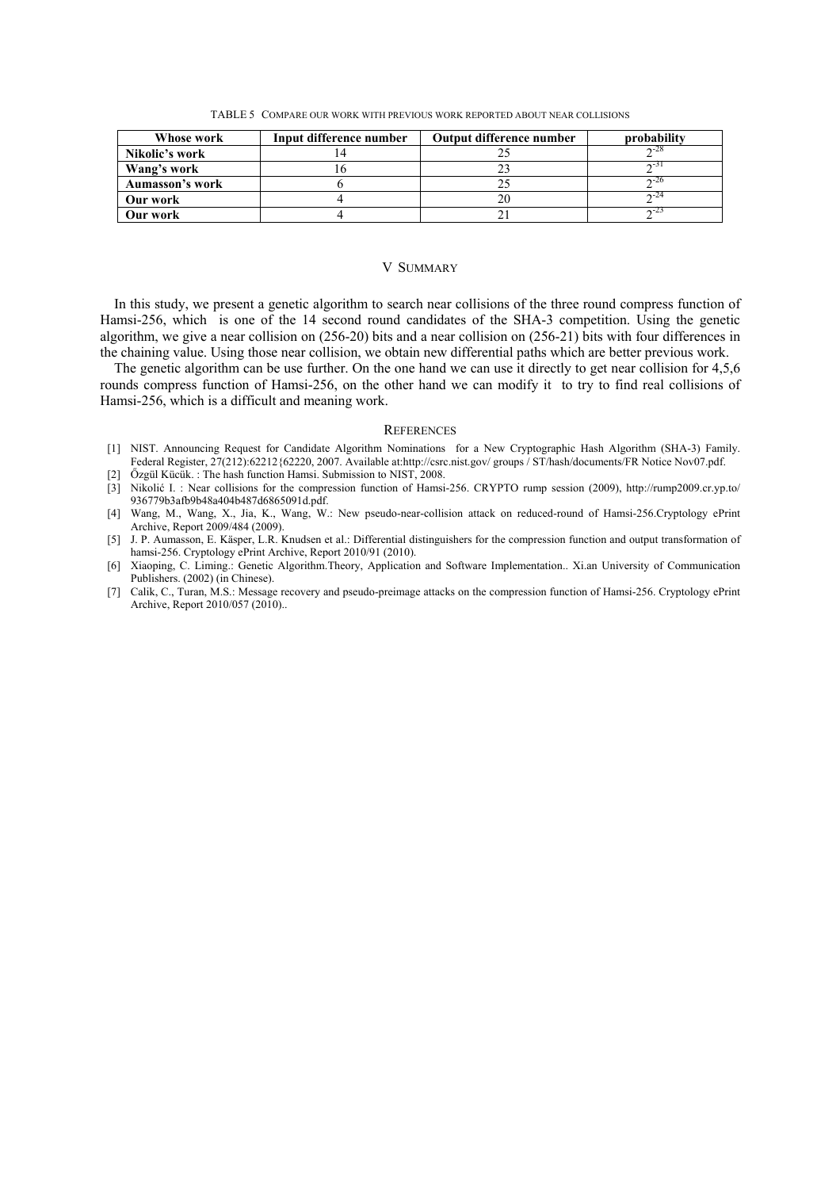TABLE 5 COMPARE OUR WORK WITH PREVIOUS WORK REPORTED ABOUT NEAR COLLISIONS

| Whose work | Input difference number | Output difference number | probability |
|---|---|---|---|
| **Nikolic's work** | 14 | 25 | $2^{-28}$ |
| **Wang's work** | 16 | 23 | $2^{-31}$ |
| **Aumasson's work** | 6 | 25 | $2^{-26}$ |
| **Our work** | 4 | 20 | $2^{-24}$ |
| **Our work** | 4 | 21 | $2^{-23}$ |

## V SUMMARY

In this study, we present a genetic algorithm to search near collisions of the three round compress function of Hamsi-256, which is one of the 14 second round candidates of the SHA-3 competition. Using the genetic algorithm, we give a near collision on (256-20) bits and a near collision on (256-21) bits with four differences in the chaining value. Using those near collision, we obtain new differential paths which are better previous work.

The genetic algorithm can be use further. On the one hand we can use it directly to get near collision for 4,5,6 rounds compress function of Hamsi-256, on the other hand we can modify it to try to find real collisions of Hamsi-256, which is a difficult and meaning work.

## REFERENCES

[1] NIST. Announcing Request for Candidate Algorithm Nominations for a New Cryptographic Hash Algorithm (SHA-3) Family. Federal Register, 27(212):62212{62220, 2007. Available at:http://csrc.nist.gov/ groups / ST/hash/documents/FR Notice Nov07.pdf.

[2] Őzgül Kücük. : The hash function Hamsi. Submission to NIST, 2008.

[3] Nikolić I. : Near collisions for the compression function of Hamsi-256. CRYPTO rump session (2009), http://rump2009.cr.yp.to/ 936779b3afb9b48a404b487d6865091d.pdf.

[4] Wang, M., Wang, X., Jia, K., Wang, W.: New pseudo-near-collision attack on reduced-round of Hamsi-256.Cryptology ePrint Archive, Report 2009/484 (2009).

[5] J. P. Aumasson, E. Käsper, L.R. Knudsen et al.: Differential distinguishers for the compression function and output transformation of hamsi-256. Cryptology ePrint Archive, Report 2010/91 (2010).

[6] Xiaoping, C. Liming.: Genetic Algorithm.Theory, Application and Software Implementation.. Xi.an University of Communication Publishers. (2002) (in Chinese).

[7] Calik, C., Turan, M.S.: Message recovery and pseudo-preimage attacks on the compression function of Hamsi-256. Cryptology ePrint Archive, Report 2010/057 (2010)..